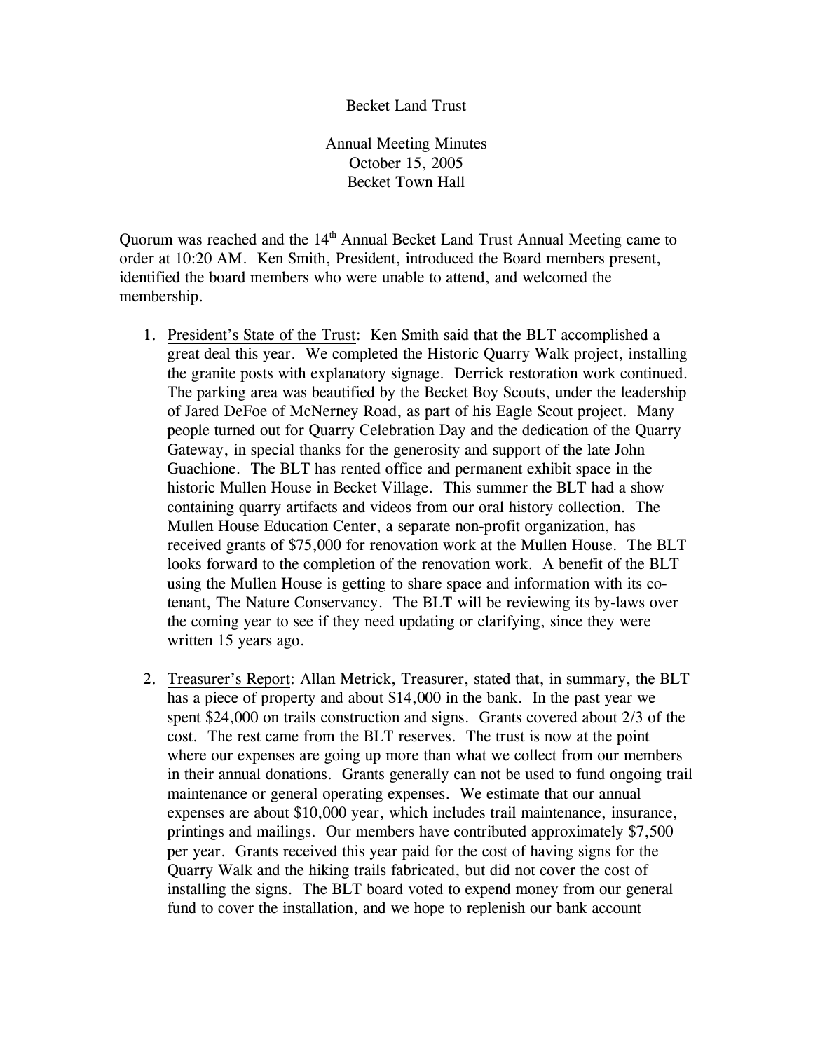Becket Land Trust

Annual Meeting Minutes
October 15, 2005
Becket Town Hall

Quorum was reached and the 14th Annual Becket Land Trust Annual Meeting came to order at 10:20 AM. Ken Smith, President, introduced the Board members present, identified the board members who were unable to attend, and welcomed the membership.

1. President's State of the Trust: Ken Smith said that the BLT accomplished a great deal this year. We completed the Historic Quarry Walk project, installing the granite posts with explanatory signage. Derrick restoration work continued. The parking area was beautified by the Becket Boy Scouts, under the leadership of Jared DeFoe of McNerney Road, as part of his Eagle Scout project. Many people turned out for Quarry Celebration Day and the dedication of the Quarry Gateway, in special thanks for the generosity and support of the late John Guachione. The BLT has rented office and permanent exhibit space in the historic Mullen House in Becket Village. This summer the BLT had a show containing quarry artifacts and videos from our oral history collection. The Mullen House Education Center, a separate non-profit organization, has received grants of $75,000 for renovation work at the Mullen House. The BLT looks forward to the completion of the renovation work. A benefit of the BLT using the Mullen House is getting to share space and information with its co-tenant, The Nature Conservancy. The BLT will be reviewing its by-laws over the coming year to see if they need updating or clarifying, since they were written 15 years ago.

2. Treasurer's Report: Allan Metrick, Treasurer, stated that, in summary, the BLT has a piece of property and about $14,000 in the bank. In the past year we spent $24,000 on trails construction and signs. Grants covered about 2/3 of the cost. The rest came from the BLT reserves. The trust is now at the point where our expenses are going up more than what we collect from our members in their annual donations. Grants generally can not be used to fund ongoing trail maintenance or general operating expenses. We estimate that our annual expenses are about $10,000 year, which includes trail maintenance, insurance, printings and mailings. Our members have contributed approximately $7,500 per year. Grants received this year paid for the cost of having signs for the Quarry Walk and the hiking trails fabricated, but did not cover the cost of installing the signs. The BLT board voted to expend money from our general fund to cover the installation, and we hope to replenish our bank account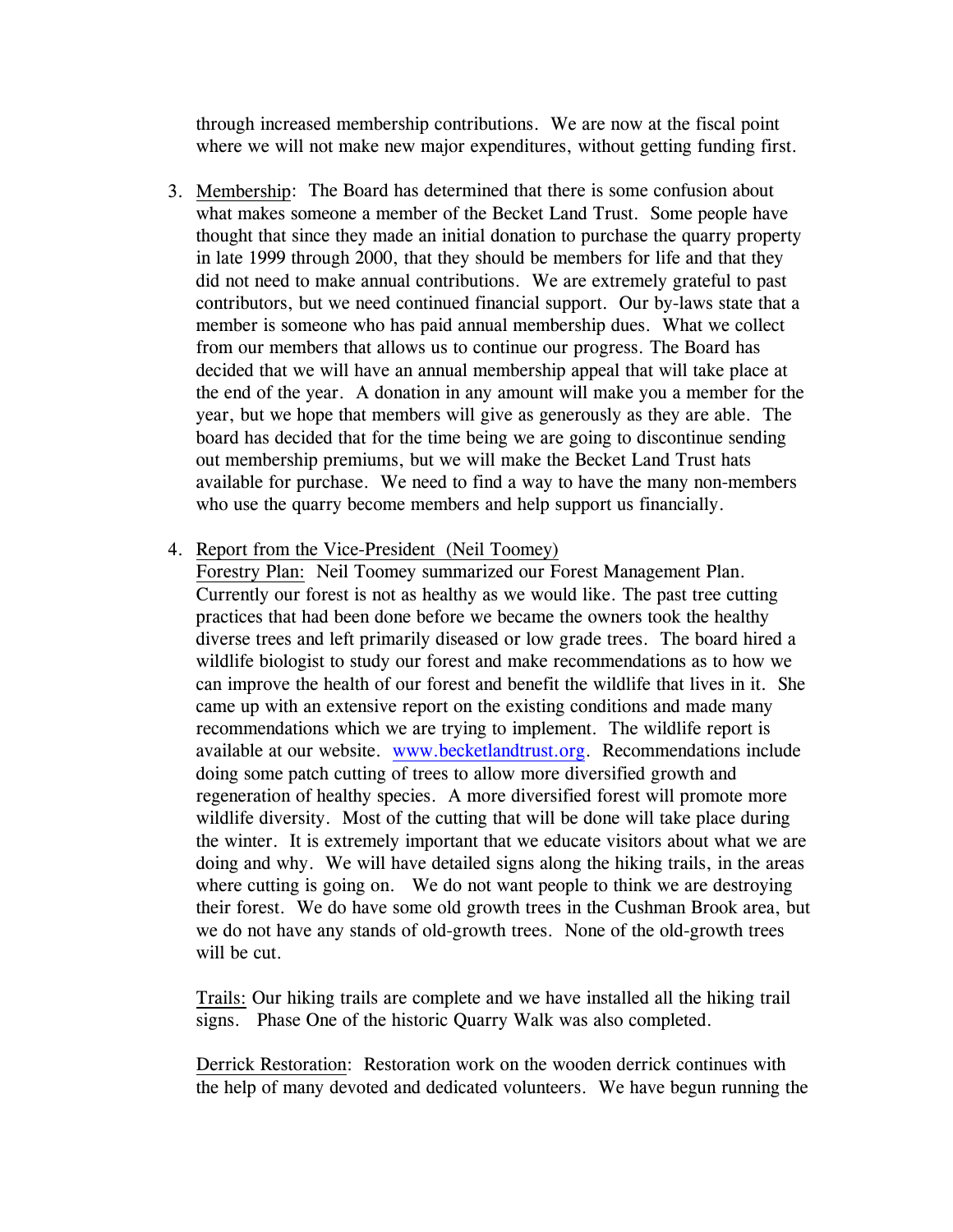through increased membership contributions. We are now at the fiscal point where we will not make new major expenditures, without getting funding first.

3. Membership: The Board has determined that there is some confusion about what makes someone a member of the Becket Land Trust. Some people have thought that since they made an initial donation to purchase the quarry property in late 1999 through 2000, that they should be members for life and that they did not need to make annual contributions. We are extremely grateful to past contributors, but we need continued financial support. Our by-laws state that a member is someone who has paid annual membership dues. What we collect from our members that allows us to continue our progress. The Board has decided that we will have an annual membership appeal that will take place at the end of the year. A donation in any amount will make you a member for the year, but we hope that members will give as generously as they are able. The board has decided that for the time being we are going to discontinue sending out membership premiums, but we will make the Becket Land Trust hats available for purchase. We need to find a way to have the many non-members who use the quarry become members and help support us financially.

4. Report from the Vice-President (Neil Toomey)

   Forestry Plan: Neil Toomey summarized our Forest Management Plan. Currently our forest is not as healthy as we would like. The past tree cutting practices that had been done before we became the owners took the healthy diverse trees and left primarily diseased or low grade trees. The board hired a wildlife biologist to study our forest and make recommendations as to how we can improve the health of our forest and benefit the wildlife that lives in it. She came up with an extensive report on the existing conditions and made many recommendations which we are trying to implement. The wildlife report is available at our website. www.becketlandtrust.org. Recommendations include doing some patch cutting of trees to allow more diversified growth and regeneration of healthy species. A more diversified forest will promote more wildlife diversity. Most of the cutting that will be done will take place during the winter. It is extremely important that we educate visitors about what we are doing and why. We will have detailed signs along the hiking trails, in the areas where cutting is going on. We do not want people to think we are destroying their forest. We do have some old growth trees in the Cushman Brook area, but we do not have any stands of old-growth trees. None of the old-growth trees will be cut.

   Trails: Our hiking trails are complete and we have installed all the hiking trail signs. Phase One of the historic Quarry Walk was also completed.

   Derrick Restoration: Restoration work on the wooden derrick continues with the help of many devoted and dedicated volunteers. We have begun running the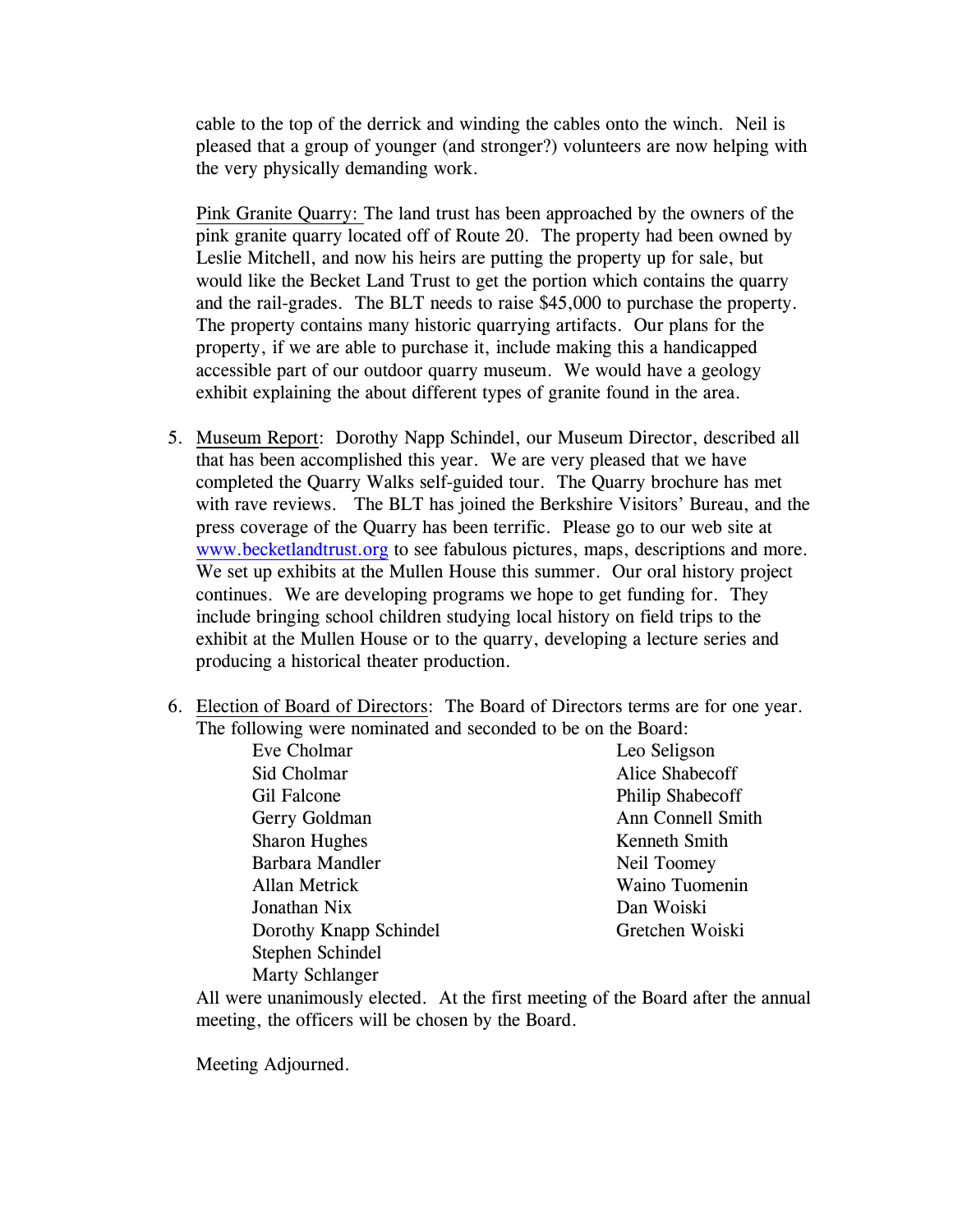cable to the top of the derrick and winding the cables onto the winch. Neil is pleased that a group of younger (and stronger?) volunteers are now helping with the very physically demanding work.

Pink Granite Quarry: The land trust has been approached by the owners of the pink granite quarry located off of Route 20. The property had been owned by Leslie Mitchell, and now his heirs are putting the property up for sale, but would like the Becket Land Trust to get the portion which contains the quarry and the rail-grades. The BLT needs to raise $45,000 to purchase the property. The property contains many historic quarrying artifacts. Our plans for the property, if we are able to purchase it, include making this a handicapped accessible part of our outdoor quarry museum. We would have a geology exhibit explaining the about different types of granite found in the area.

5. Museum Report: Dorothy Napp Schindel, our Museum Director, described all that has been accomplished this year. We are very pleased that we have completed the Quarry Walks self-guided tour. The Quarry brochure has met with rave reviews. The BLT has joined the Berkshire Visitors' Bureau, and the press coverage of the Quarry has been terrific. Please go to our web site at www.becketlandtrust.org to see fabulous pictures, maps, descriptions and more. We set up exhibits at the Mullen House this summer. Our oral history project continues. We are developing programs we hope to get funding for. They include bringing school children studying local history on field trips to the exhibit at the Mullen House or to the quarry, developing a lecture series and producing a historical theater production.

6. Election of Board of Directors: The Board of Directors terms are for one year. The following were nominated and seconded to be on the Board:

   - Eve Cholmar
   - Sid Cholmar
   - Gil Falcone
   - Gerry Goldman
   - Sharon Hughes
   - Barbara Mandler
   - Allan Metrick
   - Jonathan Nix
   - Dorothy Knapp Schindel
   - Stephen Schindel
   - Marty Schlanger
   - Leo Seligson
   - Alice Shabecoff
   - Philip Shabecoff
   - Ann Connell Smith
   - Kenneth Smith
   - Neil Toomey
   - Waino Tuomenin
   - Dan Woiski
   - Gretchen Woiski

   All were unanimously elected. At the first meeting of the Board after the annual meeting, the officers will be chosen by the Board.

Meeting Adjourned.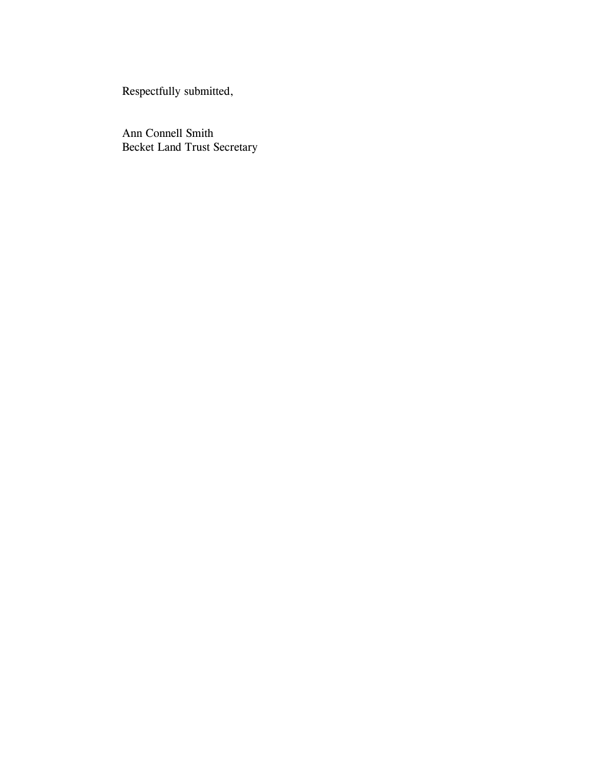Respectfully submitted,

Ann Connell Smith
Becket Land Trust Secretary